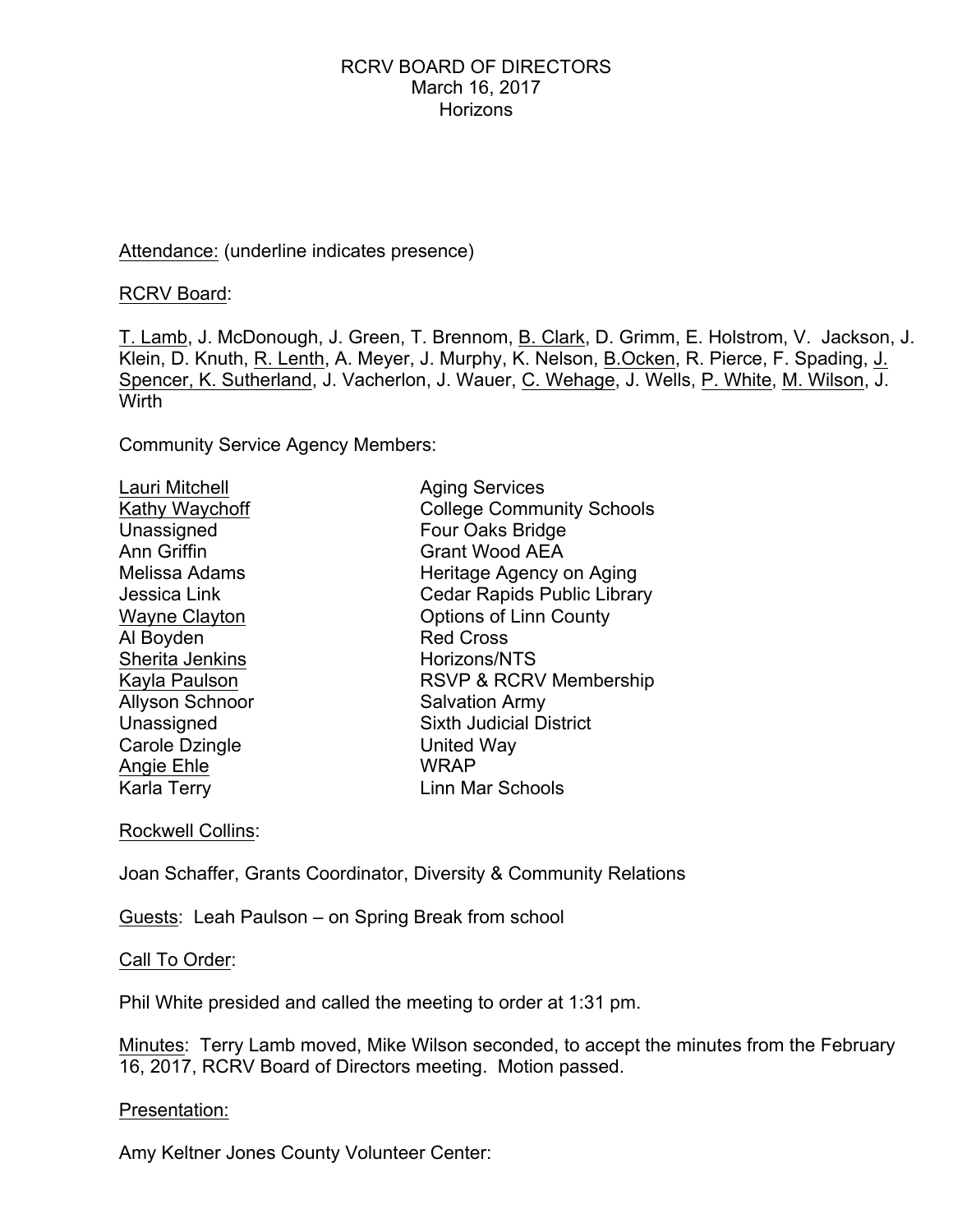RCRV BOARD OF DIRECTORS
March 16, 2017
Horizons

<u>Attendance:</u> (underline indicates presence)

<u>RCRV Board</u>:

<u>T. Lamb</u>, J. McDonough, J. Green, T. Brennom, <u>B. Clark</u>, D. Grimm, E. Holstrom, V. Jackson, J. Klein, D. Knuth, <u>R. Lenth</u>, A. Meyer, J. Murphy, K. Nelson, <u>B.Ocken</u>, R. Pierce, F. Spading, <u>J. Spencer</u>, <u>K. Sutherland</u>, J. Vacherlon, J. Wauer, <u>C. Wehage</u>, J. Wells, <u>P. White</u>, <u>M. Wilson</u>, J. Wirth

Community Service Agency Members:

| | |
|---|---|
| <u>Lauri Mitchell</u> | Aging Services |
| <u>Kathy Waychoff</u> | College Community Schools |
| Unassigned | Four Oaks Bridge |
| Ann Griffin | Grant Wood AEA |
| Melissa Adams | Heritage Agency on Aging |
| Jessica Link | Cedar Rapids Public Library |
| <u>Wayne Clayton</u> | Options of Linn County |
| Al Boyden | Red Cross |
| <u>Sherita Jenkins</u> | Horizons/NTS |
| <u>Kayla Paulson</u> | RSVP & RCRV Membership |
| Allyson Schnoor | Salvation Army |
| Unassigned | Sixth Judicial District |
| Carole Dzingle | United Way |
| <u>Angie Ehle</u> | WRAP |
| Karla Terry | Linn Mar Schools |

<u>Rockwell Collins</u>:

Joan Schaffer, Grants Coordinator, Diversity & Community Relations

<u>Guests</u>: Leah Paulson – on Spring Break from school

<u>Call To Order</u>:

Phil White presided and called the meeting to order at 1:31 pm.

<u>Minutes</u>: Terry Lamb moved, Mike Wilson seconded, to accept the minutes from the February 16, 2017, RCRV Board of Directors meeting. Motion passed.

<u>Presentation:</u>

Amy Keltner Jones County Volunteer Center: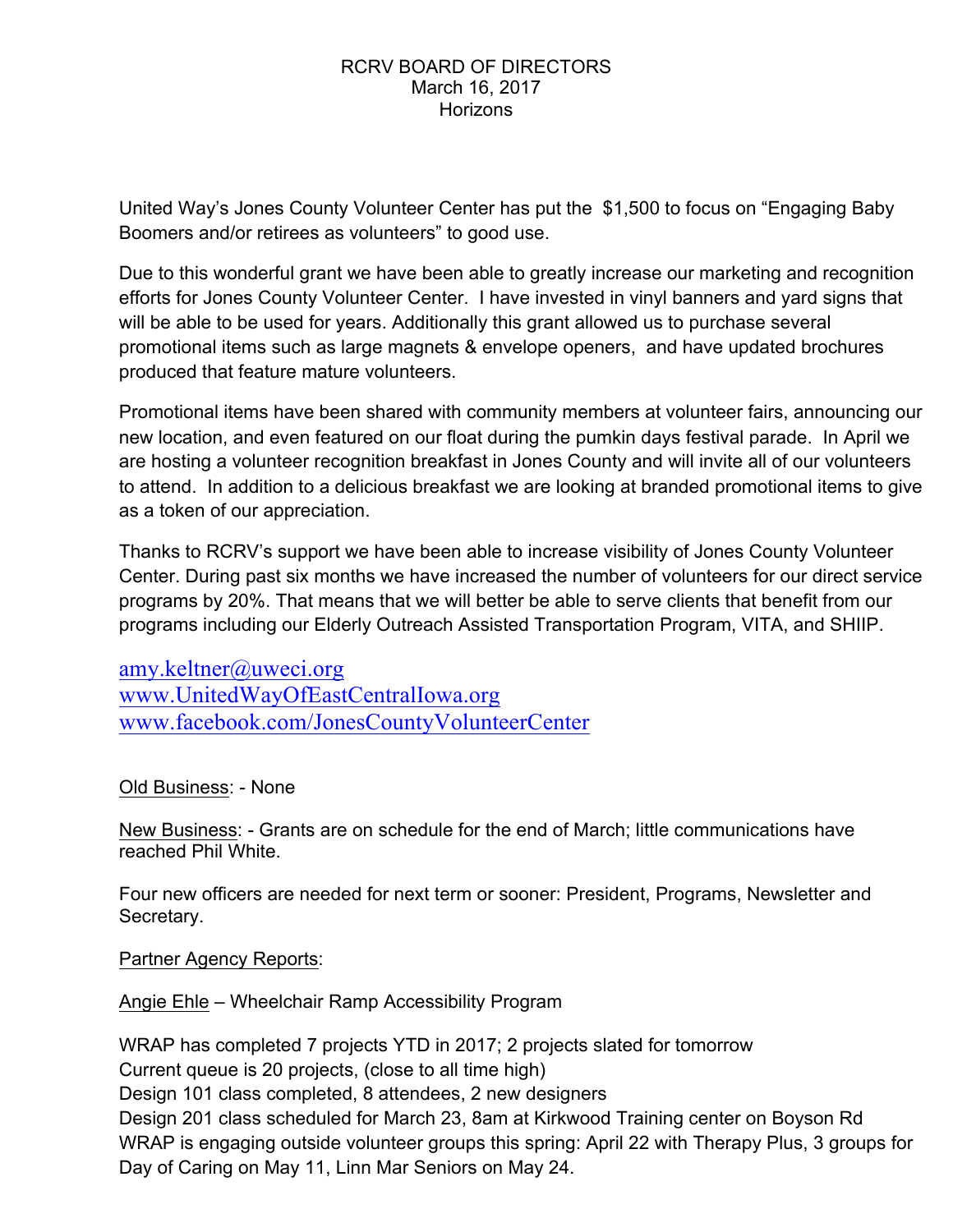RCRV BOARD OF DIRECTORS
March 16, 2017
Horizons

United Way's Jones County Volunteer Center has put the $1,500 to focus on "Engaging Baby Boomers and/or retirees as volunteers" to good use.

Due to this wonderful grant we have been able to greatly increase our marketing and recognition efforts for Jones County Volunteer Center. I have invested in vinyl banners and yard signs that will be able to be used for years. Additionally this grant allowed us to purchase several promotional items such as large magnets & envelope openers, and have updated brochures produced that feature mature volunteers.

Promotional items have been shared with community members at volunteer fairs, announcing our new location, and even featured on our float during the pumkin days festival parade. In April we are hosting a volunteer recognition breakfast in Jones County and will invite all of our volunteers to attend. In addition to a delicious breakfast we are looking at branded promotional items to give as a token of our appreciation.

Thanks to RCRV's support we have been able to increase visibility of Jones County Volunteer Center. During past six months we have increased the number of volunteers for our direct service programs by 20%. That means that we will better be able to serve clients that benefit from our programs including our Elderly Outreach Assisted Transportation Program, VITA, and SHIIP.

amy.keltner@uweci.org
www.UnitedWayOfEastCentralIowa.org
www.facebook.com/JonesCountyVolunteerCenter

Old Business: - None

New Business: - Grants are on schedule for the end of March; little communications have reached Phil White.

Four new officers are needed for next term or sooner: President, Programs, Newsletter and Secretary.

Partner Agency Reports:

Angie Ehle – Wheelchair Ramp Accessibility Program

WRAP has completed 7 projects YTD in 2017; 2 projects slated for tomorrow
Current queue is 20 projects, (close to all time high)
Design 101 class completed, 8 attendees, 2 new designers
Design 201 class scheduled for March 23, 8am at Kirkwood Training center on Boyson Rd
WRAP is engaging outside volunteer groups this spring: April 22 with Therapy Plus, 3 groups for Day of Caring on May 11, Linn Mar Seniors on May 24.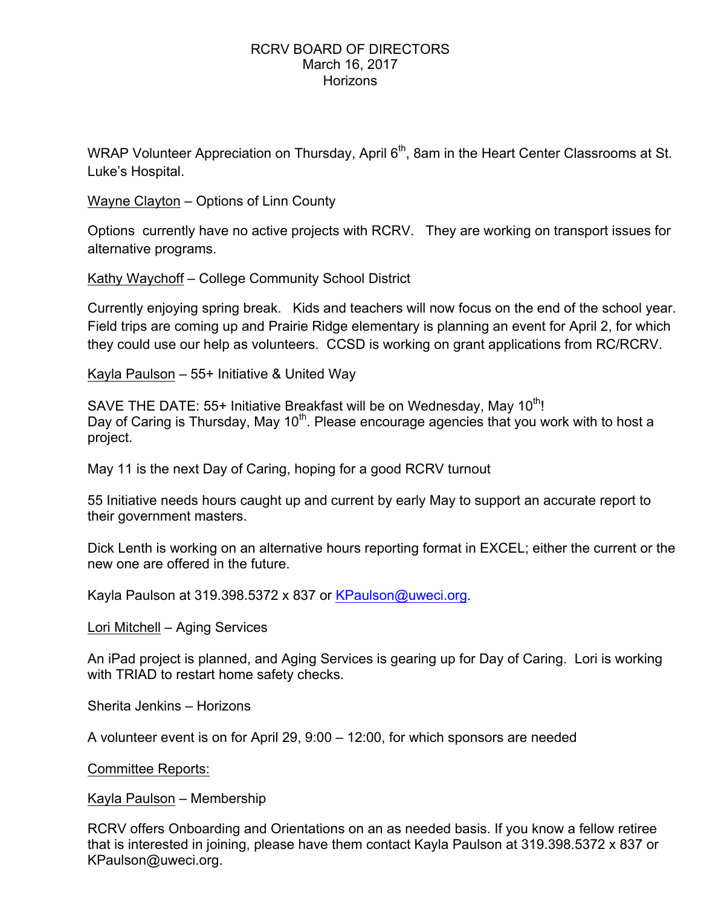RCRV BOARD OF DIRECTORS
March 16, 2017
Horizons

WRAP Volunteer Appreciation on Thursday, April 6th, 8am in the Heart Center Classrooms at St. Luke's Hospital.

Wayne Clayton – Options of Linn County

Options currently have no active projects with RCRV. They are working on transport issues for alternative programs.

Kathy Waychoff – College Community School District

Currently enjoying spring break. Kids and teachers will now focus on the end of the school year. Field trips are coming up and Prairie Ridge elementary is planning an event for April 2, for which they could use our help as volunteers. CCSD is working on grant applications from RC/RCRV.

Kayla Paulson – 55+ Initiative & United Way

SAVE THE DATE: 55+ Initiative Breakfast will be on Wednesday, May 10th!
Day of Caring is Thursday, May 10th. Please encourage agencies that you work with to host a project.

May 11 is the next Day of Caring, hoping for a good RCRV turnout

55 Initiative needs hours caught up and current by early May to support an accurate report to their government masters.

Dick Lenth is working on an alternative hours reporting format in EXCEL; either the current or the new one are offered in the future.

Kayla Paulson at 319.398.5372 x 837 or KPaulson@uweci.org.

Lori Mitchell – Aging Services

An iPad project is planned, and Aging Services is gearing up for Day of Caring. Lori is working with TRIAD to restart home safety checks.

Sherita Jenkins – Horizons

A volunteer event is on for April 29, 9:00 – 12:00, for which sponsors are needed

Committee Reports:

Kayla Paulson – Membership

RCRV offers Onboarding and Orientations on an as needed basis. If you know a fellow retiree that is interested in joining, please have them contact Kayla Paulson at 319.398.5372 x 837 or KPaulson@uweci.org.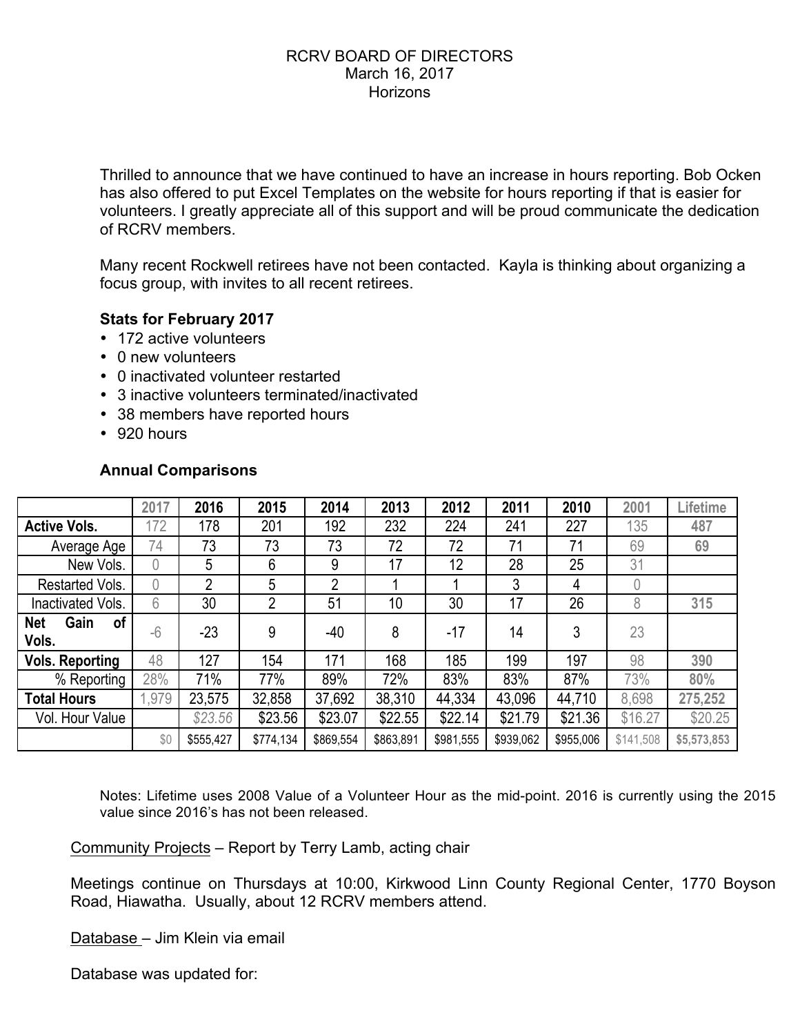RCRV BOARD OF DIRECTORS
March 16, 2017
Horizons

Thrilled to announce that we have continued to have an increase in hours reporting. Bob Ocken has also offered to put Excel Templates on the website for hours reporting if that is easier for volunteers. I greatly appreciate all of this support and will be proud communicate the dedication of RCRV members.

Many recent Rockwell retirees have not been contacted. Kayla is thinking about organizing a focus group, with invites to all recent retirees.

**Stats for February 2017**

- 172 active volunteers
- 0 new volunteers
- 0 inactivated volunteer restarted
- 3 inactive volunteers terminated/inactivated
- 38 members have reported hours
- 920 hours

**Annual Comparisons**

| | 2017 | 2016 | 2015 | 2014 | 2013 | 2012 | 2011 | 2010 | 2001 | Lifetime |
|---|---|---|---|---|---|---|---|---|---|---|
| **Active Vols.** | 172 | 178 | 201 | 192 | 232 | 224 | 241 | 227 | 135 | **487** |
| Average Age | 74 | 73 | 73 | 73 | 72 | 72 | 71 | 71 | 69 | **69** |
| New Vols. | 0 | 5 | 6 | 9 | 17 | 12 | 28 | 25 | 31 | |
| Restarted Vols. | 0 | 2 | 5 | 2 | 1 | 1 | 3 | 4 | 0 | |
| Inactivated Vols. | 6 | 30 | 2 | 51 | 10 | 30 | 17 | 26 | 8 | **315** |
| **Net Gain of Vols.** | -6 | -23 | 9 | -40 | 8 | -17 | 14 | 3 | 23 | |
| **Vols. Reporting** | 48 | 127 | 154 | 171 | 168 | 185 | 199 | 197 | 98 | **390** |
| % Reporting | 28% | 71% | 77% | 89% | 72% | 83% | 83% | 87% | 73% | **80%** |
| **Total Hours** | 1,979 | 23,575 | 32,858 | 37,692 | 38,310 | 44,334 | 43,096 | 44,710 | 8,698 | **275,252** |
| Vol. Hour Value | | *$23.56* | $23.56 | $23.07 | $22.55 | $22.14 | $21.79 | $21.36 | $16.27 | $20.25 |
| | $0 | $555,427 | $774,134 | $869,554 | $863,891 | $981,555 | $939,062 | $955,006 | $141,508 | **$5,573,853** |

Notes: Lifetime uses 2008 Value of a Volunteer Hour as the mid-point. 2016 is currently using the 2015 value since 2016's has not been released.

Community Projects – Report by Terry Lamb, acting chair

Meetings continue on Thursdays at 10:00, Kirkwood Linn County Regional Center, 1770 Boyson Road, Hiawatha. Usually, about 12 RCRV members attend.

Database – Jim Klein via email

Database was updated for: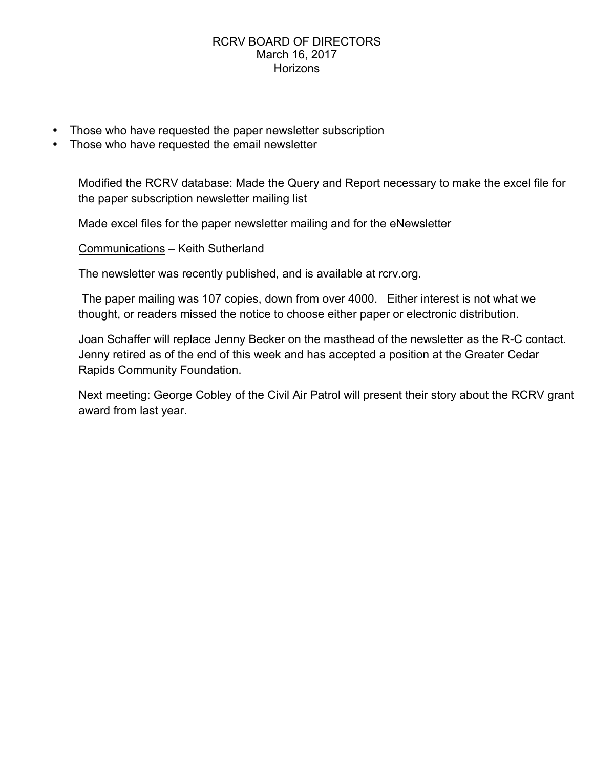- Those who have requested the paper newsletter subscription
- Those who have requested the email newsletter

Modified the RCRV database: Made the Query and Report necessary to make the excel file for the paper subscription newsletter mailing list

Made excel files for the paper newsletter mailing and for the eNewsletter

Communications – Keith Sutherland

The newsletter was recently published, and is available at rcrv.org.

The paper mailing was 107 copies, down from over 4000. Either interest is not what we thought, or readers missed the notice to choose either paper or electronic distribution.

Joan Schaffer will replace Jenny Becker on the masthead of the newsletter as the R-C contact. Jenny retired as of the end of this week and has accepted a position at the Greater Cedar Rapids Community Foundation.

Next meeting: George Cobley of the Civil Air Patrol will present their story about the RCRV grant award from last year.